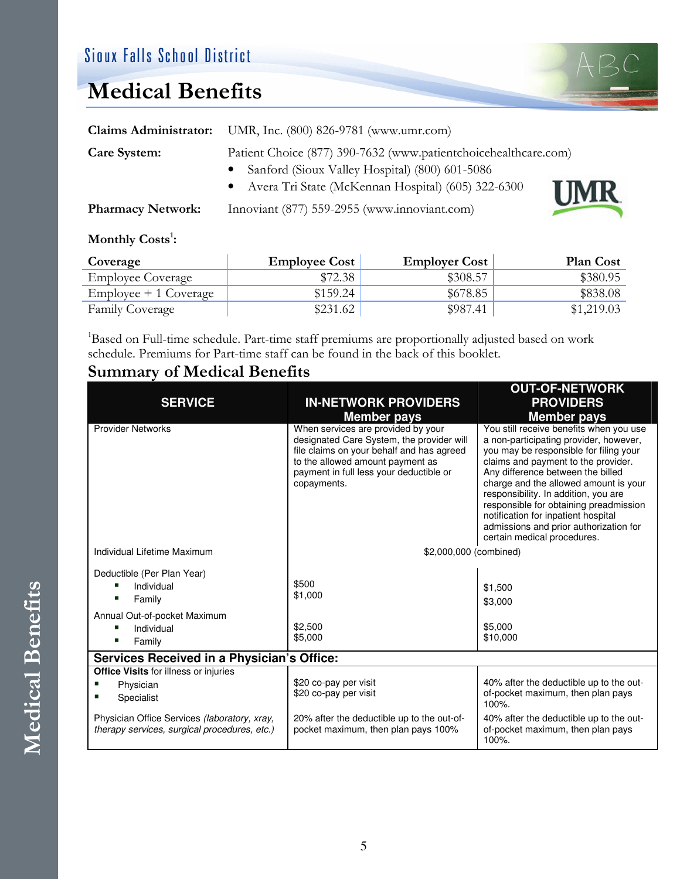Sioux Falls School District

# Medical Benefits

**Claims Administrator:** UMR, Inc. (800) 826-9781 (www.umr.com)

**Care System:** Patient Choice (877) 390-7632 (www.patientchoicehealthcare.com)

- Sanford (Sioux Valley Hospital) (800) 601-5086
- Avera Tri State (McKennan Hospital) (605) 322-6300

**Pharmacy Network:** Innoviant (877) 559-2955 (www.innoviant.com)

**Monthly Costs[1]:**

| Coverage | Employee Cost | Employer Cost | Plan Cost |
|---|---|---|---|
| Employee Coverage | $72.38 | $308.57 | $380.95 |
| Employee + 1 Coverage | $159.24 | $678.85 | $838.08 |
| Family Coverage | $231.62 | $987.41 | $1,219.03 |

[1]Based on Full-time schedule. Part-time staff premiums are proportionally adjusted based on work schedule. Premiums for Part-time staff can be found in the back of this booklet.

## Summary of Medical Benefits

| SERVICE | IN-NETWORK PROVIDERS Member pays | OUT-OF-NETWORK PROVIDERS Member pays |
|---|---|---|
| Provider Networks | When services are provided by your designated Care System, the provider will file claims on your behalf and has agreed to the allowed amount payment as payment in full less your deductible or copayments. | You still receive benefits when you use a non-participating provider, however, you may be responsible for filing your claims and payment to the provider. Any difference between the billed charge and the allowed amount is your responsibility. In addition, you are responsible for obtaining preadmission notification for inpatient hospital admissions and prior authorization for certain medical procedures. |
| Individual Lifetime Maximum | $2,000,000 (combined) | |
| Deductible (Per Plan Year) | | |
| ▪ Individual | $500 | $1,500 |
| ▪ Family | $1,000 | $3,000 |
| Annual Out-of-pocket Maximum | | |
| ▪ Individual | $2,500 | $5,000 |
| ▪ Family | $5,000 | $10,000 |
| **Services Received in a Physician's Office:** | | |
| **Office Visits** for illness or injuries | | |
| ▪ Physician | $20 co-pay per visit | 40% after the deductible up to the out-of-pocket maximum, then plan pays 100%. |
| ▪ Specialist | $20 co-pay per visit | |
| Physician Office Services *(laboratory, xray, therapy services, surgical procedures, etc.)* | 20% after the deductible up to the out-of-pocket maximum, then plan pays 100% | 40% after the deductible up to the out-of-pocket maximum, then plan pays 100%. |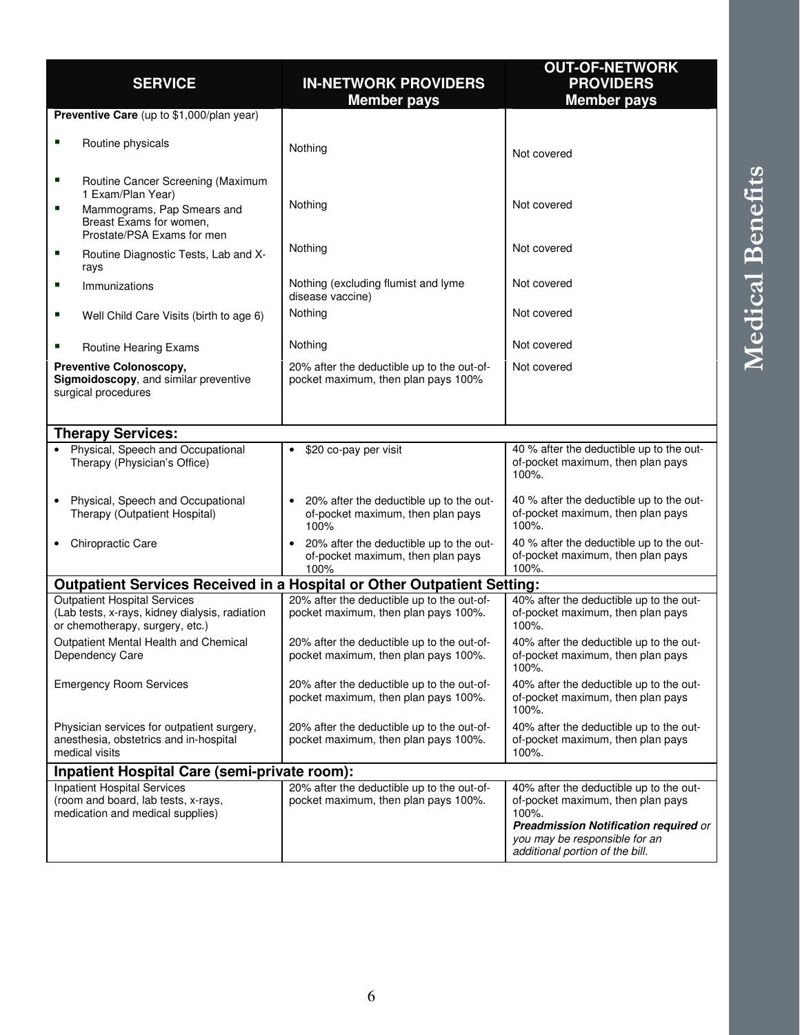| SERVICE | IN-NETWORK PROVIDERS Member pays | OUT-OF-NETWORK PROVIDERS Member pays |
|---|---|---|
| **Preventive Care** (up to $1,000/plan year) | | |
| ▪ Routine physicals | Nothing | Not covered |
| ▪ Routine Cancer Screening (Maximum 1 Exam/Plan Year) ▪ Mammograms, Pap Smears and Breast Exams for women, Prostate/PSA Exams for men | Nothing | Not covered |
| ▪ Routine Diagnostic Tests, Lab and X-rays | Nothing | Not covered |
| ▪ Immunizations | Nothing (excluding flumist and lyme disease vaccine) | Not covered |
| ▪ Well Child Care Visits (birth to age 6) | Nothing | Not covered |
| ▪ Routine Hearing Exams | Nothing | Not covered |
| **Preventive Colonoscopy, Sigmoidoscopy**, and similar preventive surgical procedures | 20% after the deductible up to the out-of-pocket maximum, then plan pays 100% | Not covered |
| **Therapy Services:** | | |
| • Physical, Speech and Occupational Therapy (Physician's Office) | • $20 co-pay per visit | 40 % after the deductible up to the out-of-pocket maximum, then plan pays 100%. |
| • Physical, Speech and Occupational Therapy (Outpatient Hospital) | • 20% after the deductible up to the out-of-pocket maximum, then plan pays 100% | 40 % after the deductible up to the out-of-pocket maximum, then plan pays 100%. |
| • Chiropractic Care | • 20% after the deductible up to the out-of-pocket maximum, then plan pays 100% | 40 % after the deductible up to the out-of-pocket maximum, then plan pays 100%. |
| **Outpatient Services Received in a Hospital or Other Outpatient Setting:** | | |
| Outpatient Hospital Services (Lab tests, x-rays, kidney dialysis, radiation or chemotherapy, surgery, etc.) | 20% after the deductible up to the out-of-pocket maximum, then plan pays 100%. | 40% after the deductible up to the out-of-pocket maximum, then plan pays 100%. |
| Outpatient Mental Health and Chemical Dependency Care | 20% after the deductible up to the out-of-pocket maximum, then plan pays 100%. | 40% after the deductible up to the out-of-pocket maximum, then plan pays 100%. |
| Emergency Room Services | 20% after the deductible up to the out-of-pocket maximum, then plan pays 100%. | 40% after the deductible up to the out-of-pocket maximum, then plan pays 100%. |
| Physician services for outpatient surgery, anesthesia, obstetrics and in-hospital medical visits | 20% after the deductible up to the out-of-pocket maximum, then plan pays 100%. | 40% after the deductible up to the out-of-pocket maximum, then plan pays 100%. |
| **Inpatient Hospital Care (semi-private room):** | | |
| Inpatient Hospital Services (room and board, lab tests, x-rays, medication and medical supplies) | 20% after the deductible up to the out-of-pocket maximum, then plan pays 100%. | 40% after the deductible up to the out-of-pocket maximum, then plan pays 100%. ***Preadmission Notification required** or you may be responsible for an additional portion of the bill.* |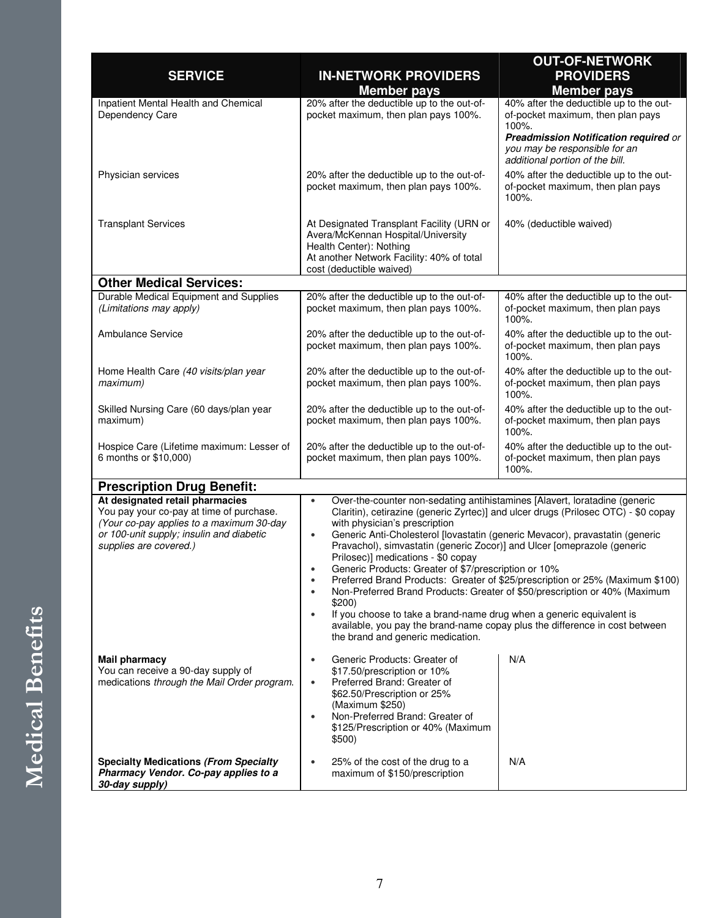| SERVICE | IN-NETWORK PROVIDERS Member pays | OUT-OF-NETWORK PROVIDERS Member pays |
|---|---|---|
| Inpatient Mental Health and Chemical Dependency Care | 20% after the deductible up to the out-of-pocket maximum, then plan pays 100%. | 40% after the deductible up to the out-of-pocket maximum, then plan pays 100%. ***Preadmission Notification required*** *or you may be responsible for an additional portion of the bill.* |
| Physician services | 20% after the deductible up to the out-of-pocket maximum, then plan pays 100%. | 40% after the deductible up to the out-of-pocket maximum, then plan pays 100%. |
| Transplant Services | At Designated Transplant Facility (URN or Avera/McKennan Hospital/University Health Center): Nothing<br>At another Network Facility: 40% of total cost (deductible waived) | 40% (deductible waived) |
| **Other Medical Services:** | | |
| Durable Medical Equipment and Supplies *(Limitations may apply)* | 20% after the deductible up to the out-of-pocket maximum, then plan pays 100%. | 40% after the deductible up to the out-of-pocket maximum, then plan pays 100%. |
| Ambulance Service | 20% after the deductible up to the out-of-pocket maximum, then plan pays 100%. | 40% after the deductible up to the out-of-pocket maximum, then plan pays 100%. |
| Home Health Care *(40 visits/plan year maximum)* | 20% after the deductible up to the out-of-pocket maximum, then plan pays 100%. | 40% after the deductible up to the out-of-pocket maximum, then plan pays 100%. |
| Skilled Nursing Care (60 days/plan year maximum) | 20% after the deductible up to the out-of-pocket maximum, then plan pays 100%. | 40% after the deductible up to the out-of-pocket maximum, then plan pays 100%. |
| Hospice Care (Lifetime maximum: Lesser of 6 months or $10,000) | 20% after the deductible up to the out-of-pocket maximum, then plan pays 100%. | 40% after the deductible up to the out-of-pocket maximum, then plan pays 100%. |
| **Prescription Drug Benefit:** | | |
| **At designated retail pharmacies**<br>You pay your co-pay at time of purchase. *(Your co-pay applies to a maximum 30-day or 100-unit supply; insulin and diabetic supplies are covered.)* | • Over-the-counter non-sedating antihistamines [Alavert, loratadine (generic Claritin), cetirazine (generic Zyrtec)] and ulcer drugs (Prilosec OTC) - $0 copay with physician's prescription<br>• Generic Anti-Cholesterol [lovastatin (generic Mevacor), pravastatin (generic Pravachol), simvastatin (generic Zocor)] and Ulcer [omeprazole (generic Prilosec)] medications - $0 copay<br>• Generic Products: Greater of $7/prescription or 10%<br>• Preferred Brand Products: Greater of $25/prescription or 25% (Maximum $100)<br>• Non-Preferred Brand Products: Greater of $50/prescription or 40% (Maximum $200)<br>• If you choose to take a brand-name drug when a generic equivalent is available, you pay the brand-name copay plus the difference in cost between the brand and generic medication. | |
| **Mail pharmacy**<br>You can receive a 90-day supply of medications *through the Mail Order program.* | • Generic Products: Greater of $17.50/prescription or 10%<br>• Preferred Brand: Greater of $62.50/Prescription or 25% (Maximum $250)<br>• Non-Preferred Brand: Greater of $125/Prescription or 40% (Maximum $500) | N/A |
| **Specialty Medications *(From Specialty Pharmacy Vendor. Co-pay applies to a 30-day supply)*** | • 25% of the cost of the drug to a maximum of $150/prescription | N/A |